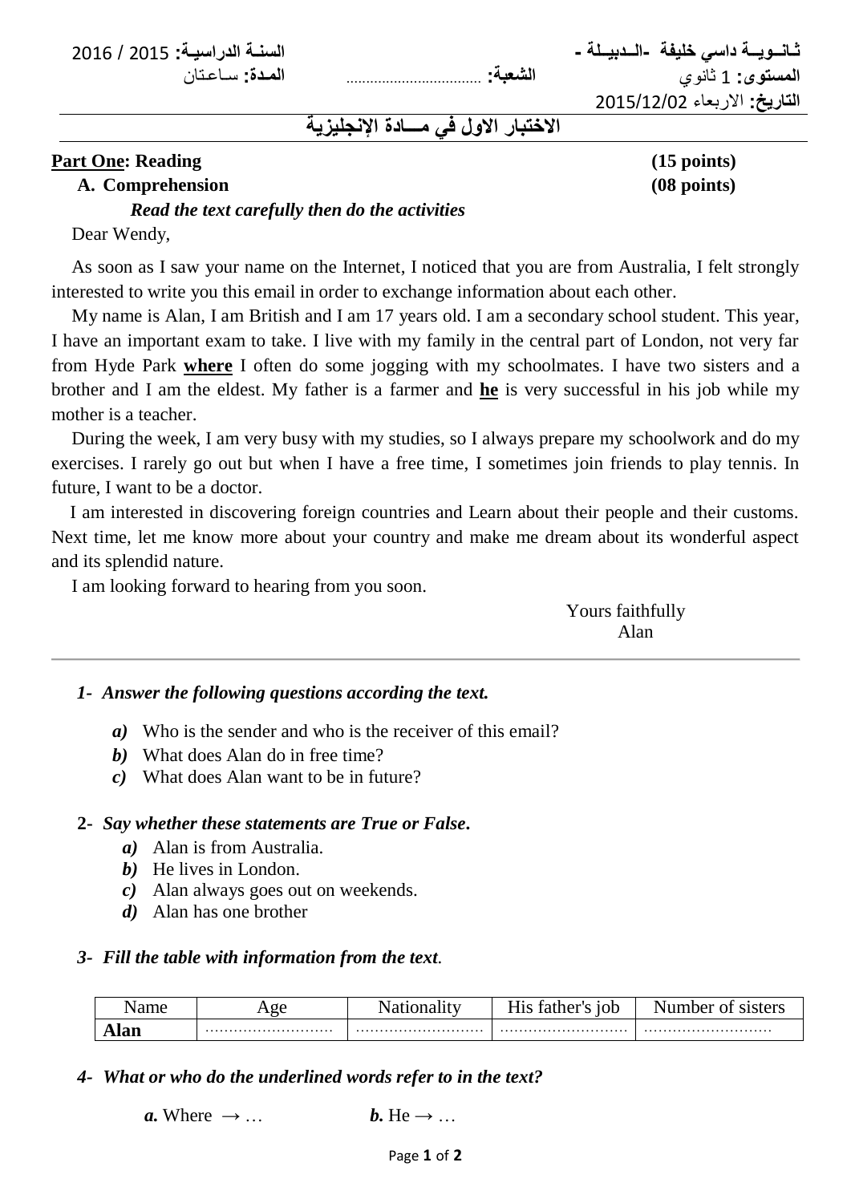ثـانــويــة داسي خليفة -الـدبيـلـة -　　　　　　　　　　　　　　السنــة الدراسيــة: 2015 / 2016

المستوى: 1 ثانوي　　　　　　　　الشعبة: ..................................　　　　　　　　المـدة: سـاعـتـان

التاريخ: الاربعاء 2015/12/02

# الاختبار الاول في مـــادة الإنجليزية

**Part One: Reading** **(15 points)**

**A. Comprehension** **(08 points)**

***Read the text carefully then do the activities***

Dear Wendy,

As soon as I saw your name on the Internet, I noticed that you are from Australia, I felt strongly interested to write you this email in order to exchange information about each other.

My name is Alan, I am British and I am 17 years old. I am a secondary school student. This year, I have an important exam to take. I live with my family in the central part of London, not very far from Hyde Park **where** I often do some jogging with my schoolmates. I have two sisters and a brother and I am the eldest. My father is a farmer and **he** is very successful in his job while my mother is a teacher.

During the week, I am very busy with my studies, so I always prepare my schoolwork and do my exercises. I rarely go out but when I have a free time, I sometimes join friends to play tennis. In future, I want to be a doctor.

I am interested in discovering foreign countries and Learn about their people and their customs. Next time, let me know more about your country and make me dream about its wonderful aspect and its splendid nature.

I am looking forward to hearing from you soon.

Yours faithfully
Alan

---

**1- *Answer the following questions according the text.***

*a)* Who is the sender and who is the receiver of this email?
*b)* What does Alan do in free time?
*c)* What does Alan want to be in future?

**2- *Say whether these statements are True or False.***

*a)* Alan is from Australia.
*b)* He lives in London.
*c)* Alan always goes out on weekends.
*d)* Alan has one brother

**3- *Fill the table with information from the text.***

| Name | Age | Nationality | His father's job | Number of sisters |
|---|---|---|---|---|
| **Alan** | .......................... | .......................... | .......................... | .......................... |

**4- *What or who do the underlined words refer to in the text?***

***a.*** Where → …　　　　　　***b.*** He → …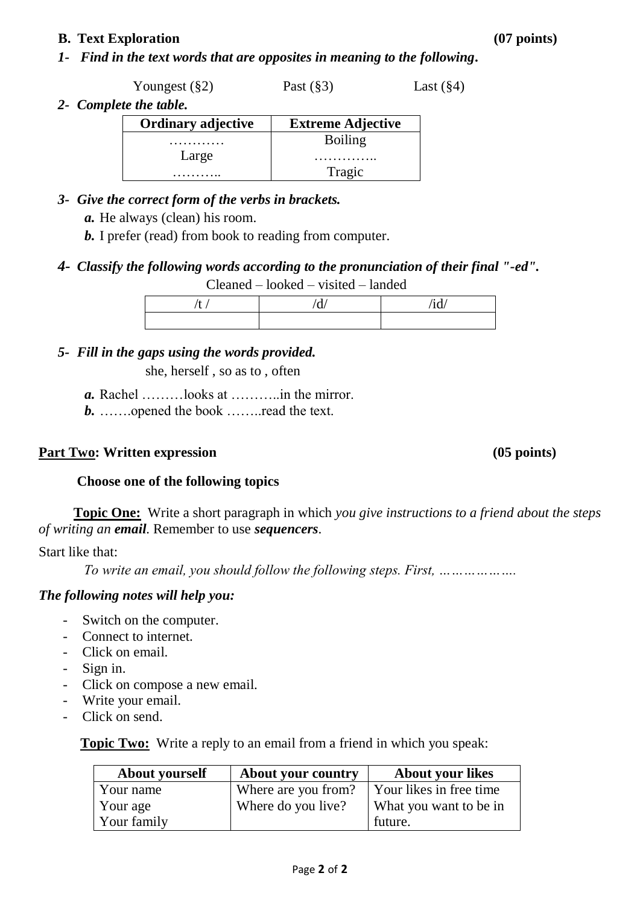### B. Text Exploration (07 points)

***1- Find in the text words that are opposites in meaning to the following.***

Youngest (§2) Past (§3) Last (§4)

***2- Complete the table.***

| Ordinary adjective | Extreme Adjective |
|---|---|
| ………… | Boiling |
| Large | ………….. |
| ……….. | Tragic |

***3- Give the correct form of the verbs in brackets.***

*a.* He always (clean) his room.

*b.* I prefer (read) from book to reading from computer.

***4- Classify the following words according to the pronunciation of their final "-ed".***

Cleaned – looked – visited – landed

| /t / | /d/ | /id/ |
|---|---|---|
| | | |

***5- Fill in the gaps using the words provided.***

she, herself , so as to , often

*a.* Rachel ………looks at ………..in the mirror.

*b.* …….opened the book ……..read the text.

## Part Two: Written expression (05 points)

**Choose one of the following topics**

**Topic One:** Write a short paragraph in which *you give instructions to a friend about the steps of writing an **email***. Remember to use ***sequencers***.

Start like that:

*To write an email, you should follow the following steps. First, ……………….*

***The following notes will help you:***

- Switch on the computer.
- Connect to internet.
- Click on email.
- Sign in.
- Click on compose a new email.
- Write your email.
- Click on send.

**Topic Two:** Write a reply to an email from a friend in which you speak:

| About yourself | About your country | About your likes |
|---|---|---|
| Your name<br>Your age<br>Your family | Where are you from?<br>Where do you live? | Your likes in free time<br>What you want to be in future. |